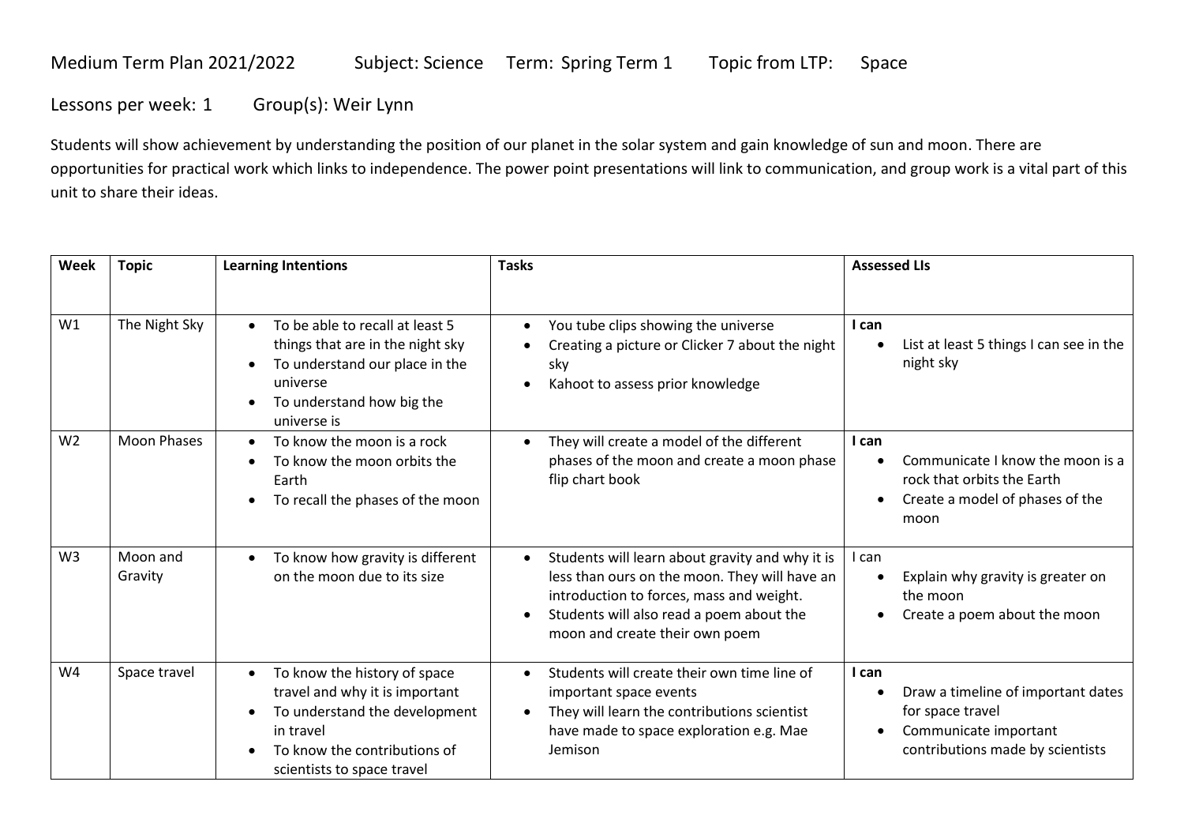Medium Term Plan 2021/2022 Subject: Science Term: Spring Term 1 Topic from LTP: Space

Lessons per week: 1 Group(s): Weir Lynn

Students will show achievement by understanding the position of our planet in the solar system and gain knowledge of sun and moon. There are opportunities for practical work which links to independence. The power point presentations will link to communication, and group work is a vital part of this unit to share their ideas.

| Week | Topic | Learning Intentions | Tasks | Assessed LIs |
|---|---|---|---|---|
| W1 | The Night Sky | • To be able to recall at least 5 things that are in the night sky<br>• To understand our place in the universe<br>• To understand how big the universe is | • You tube clips showing the universe<br>• Creating a picture or Clicker 7 about the night sky<br>• Kahoot to assess prior knowledge | **I can**<br>• List at least 5 things I can see in the night sky |
| W2 | Moon Phases | • To know the moon is a rock<br>• To know the moon orbits the Earth<br>• To recall the phases of the moon | • They will create a model of the different phases of the moon and create a moon phase flip chart book | **I can**<br>• Communicate I know the moon is a rock that orbits the Earth<br>• Create a model of phases of the moon |
| W3 | Moon and Gravity | • To know how gravity is different on the moon due to its size | • Students will learn about gravity and why it is less than ours on the moon. They will have an introduction to forces, mass and weight.<br>• Students will also read a poem about the moon and create their own poem | I can<br>• Explain why gravity is greater on the moon<br>• Create a poem about the moon |
| W4 | Space travel | • To know the history of space travel and why it is important<br>• To understand the development in travel<br>• To know the contributions of scientists to space travel | • Students will create their own time line of important space events<br>• They will learn the contributions scientist have made to space exploration e.g. Mae Jemison | **I can**<br>• Draw a timeline of important dates for space travel<br>• Communicate important contributions made by scientists |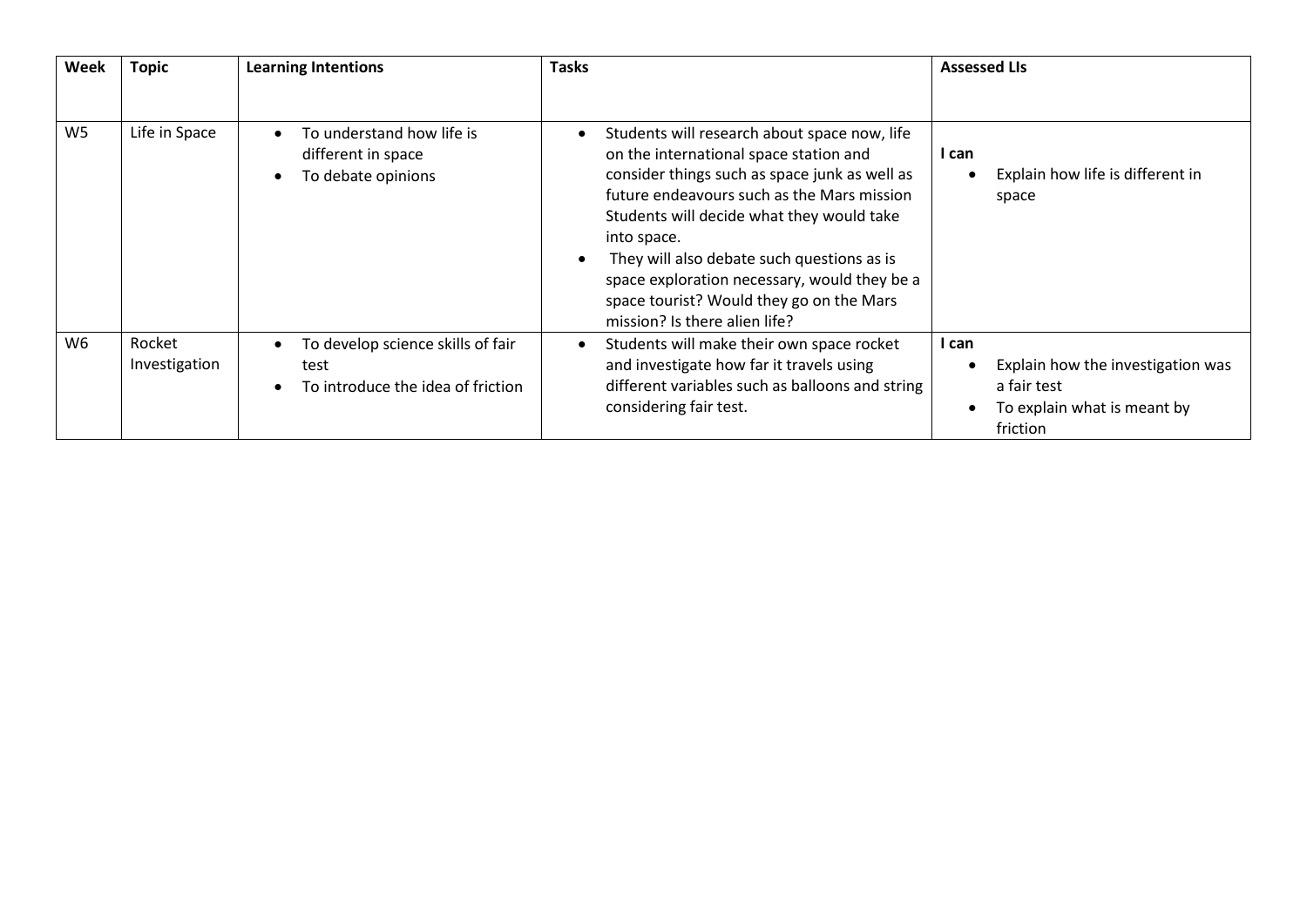| Week | Topic | Learning Intentions | Tasks | Assessed LIs |
| --- | --- | --- | --- | --- |
| W5 | Life in Space | • To understand how life is different in space<br>• To debate opinions | • Students will research about space now, life on the international space station and consider things such as space junk as well as future endeavours such as the Mars mission Students will decide what they would take into space.<br>• They will also debate such questions as is space exploration necessary, would they be a space tourist? Would they go on the Mars mission? Is there alien life? | **I can**<br>• Explain how life is different in space |
| W6 | Rocket Investigation | • To develop science skills of fair test<br>• To introduce the idea of friction | • Students will make their own space rocket and investigate how far it travels using different variables such as balloons and string considering fair test. | **I can**<br>• Explain how the investigation was a fair test<br>• To explain what is meant by friction |